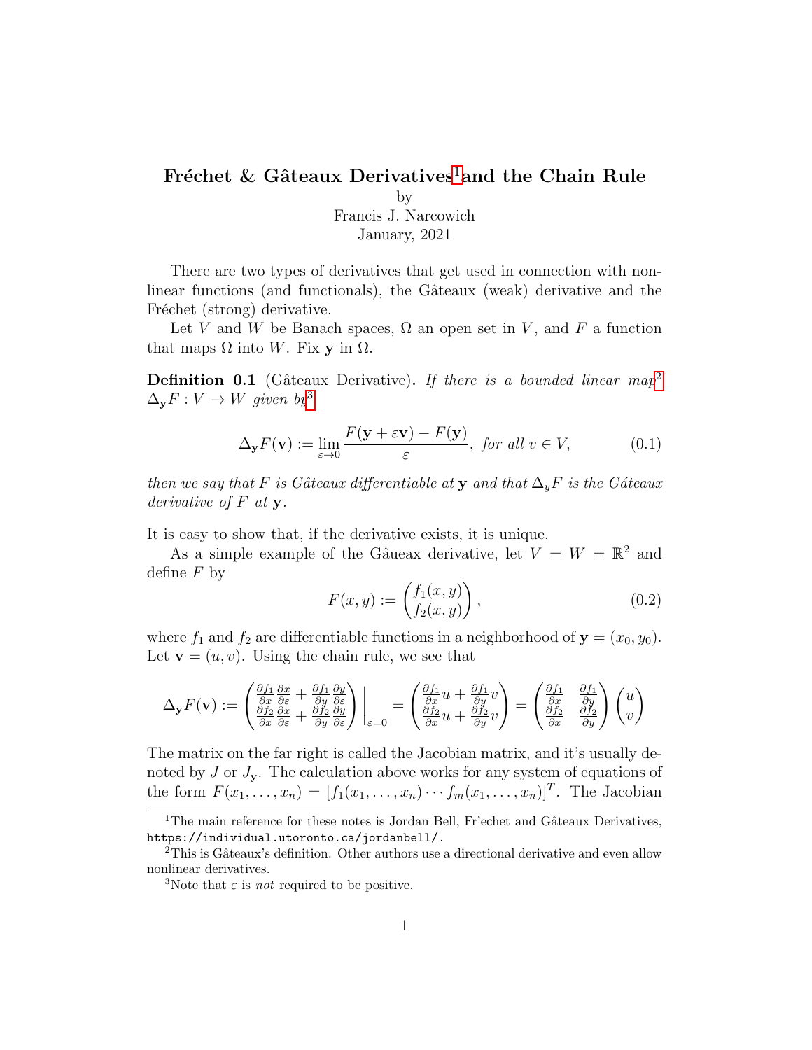# Fréchet & Gâteaux Derivatives[1] and the Chain Rule

by
Francis J. Narcowich
January, 2021

There are two types of derivatives that get used in connection with non-linear functions (and functionals), the Gâteaux (weak) derivative and the Fréchet (strong) derivative.

Let $V$ and $W$ be Banach spaces, $\Omega$ an open set in $V$, and $F$ a function that maps $\Omega$ into $W$. Fix $\mathbf{y}$ in $\Omega$.

**Definition 0.1** (Gâteaux Derivative)**.** *If there is a bounded linear map*[2] $\Delta_{\mathbf{y}}F : V \to W$ *given by*[3]

$$\Delta_{\mathbf{y}}F(\mathbf{v}) := \lim_{\varepsilon \to 0} \frac{F(\mathbf{y} + \varepsilon \mathbf{v}) - F(\mathbf{y})}{\varepsilon}, \text{ for all } v \in V, \tag{0.1}$$

*then we say that $F$ is Gâteaux differentiable at* $\mathbf{y}$ *and that $\Delta_y F$ is the Gâteaux derivative of $F$ at* $\mathbf{y}$.

It is easy to show that, if the derivative exists, it is unique.

As a simple example of the Gâueax derivative, let $V = W = \mathbb{R}^2$ and define $F$ by

$$F(x, y) := \begin{pmatrix} f_1(x, y) \\ f_2(x, y) \end{pmatrix}, \tag{0.2}$$

where $f_1$ and $f_2$ are differentiable functions in a neighborhood of $\mathbf{y} = (x_0, y_0)$. Let $\mathbf{v} = (u, v)$. Using the chain rule, we see that

$$\Delta_{\mathbf{y}}F(\mathbf{v}) := \begin{pmatrix} \frac{\partial f_1}{\partial x}\frac{\partial x}{\partial \varepsilon} + \frac{\partial f_1}{\partial y}\frac{\partial y}{\partial \varepsilon} \\ \frac{\partial f_2}{\partial x}\frac{\partial x}{\partial \varepsilon} + \frac{\partial f_2}{\partial y}\frac{\partial y}{\partial \varepsilon} \end{pmatrix}\Bigg|_{\varepsilon=0} = \begin{pmatrix} \frac{\partial f_1}{\partial x}u + \frac{\partial f_1}{\partial y}v \\ \frac{\partial f_2}{\partial x}u + \frac{\partial f_2}{\partial y}v \end{pmatrix} = \begin{pmatrix} \frac{\partial f_1}{\partial x} & \frac{\partial f_1}{\partial y} \\ \frac{\partial f_2}{\partial x} & \frac{\partial f_2}{\partial y} \end{pmatrix}\begin{pmatrix} u \\ v \end{pmatrix}$$

The matrix on the far right is called the Jacobian matrix, and it's usually denoted by $J$ or $J_{\mathbf{y}}$. The calculation above works for any system of equations of the form $F(x_1, \ldots, x_n) = [f_1(x_1, \ldots, x_n) \cdots f_m(x_1, \ldots, x_n)]^T$. The Jacobian

---

[1] The main reference for these notes is Jordan Bell, Fr'echet and Gâteaux Derivatives, https://individual.utoronto.ca/jordanbell/.

[2] This is Gâteaux's definition. Other authors use a directional derivative and even allow nonlinear derivatives.

[3] Note that $\varepsilon$ is *not* required to be positive.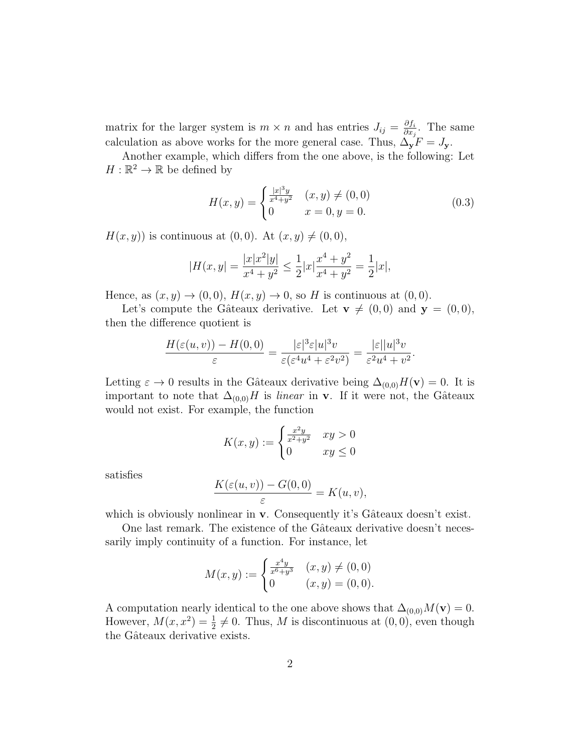matrix for the larger system is $m \times n$ and has entries $J_{ij} = \frac{\partial f_i}{\partial x_j}$. The same calculation as above works for the more general case. Thus, $\Delta_{\mathbf{y}} F = J_{\mathbf{y}}$.

Another example, which differs from the one above, is the following: Let $H : \mathbb{R}^2 \to \mathbb{R}$ be defined by

$$H(x, y) = \begin{cases} \frac{|x|^3 y}{x^4 + y^2} & (x, y) \neq (0, 0) \\ 0 & x = 0, y = 0. \end{cases} \tag{0.3}$$

$H(x, y))$ is continuous at $(0, 0)$. At $(x, y) \neq (0, 0)$,

$$|H(x, y| = \frac{|x| x^2 |y|}{x^4 + y^2} \leq \frac{1}{2} |x| \frac{x^4 + y^2}{x^4 + y^2} = \frac{1}{2} |x|,$$

Hence, as $(x, y) \to (0, 0)$, $H(x, y) \to 0$, so $H$ is continuous at $(0, 0)$.

Let's compute the Gâteaux derivative. Let $\mathbf{v} \neq (0, 0)$ and $\mathbf{y} = (0, 0)$, then the difference quotient is

$$\frac{H(\varepsilon(u, v)) - H(0, 0)}{\varepsilon} = \frac{|\varepsilon|^3 \varepsilon |u|^3 v}{\varepsilon(\varepsilon^4 u^4 + \varepsilon^2 v^2)} = \frac{|\varepsilon| |u|^3 v}{\varepsilon^2 u^4 + v^2}.$$

Letting $\varepsilon \to 0$ results in the Gâteaux derivative being $\Delta_{(0,0)} H(\mathbf{v}) = 0$. It is important to note that $\Delta_{(0,0)} H$ is *linear* in $\mathbf{v}$. If it were not, the Gâteaux would not exist. For example, the function

$$K(x, y) := \begin{cases} \frac{x^2 y}{x^2 + y^2} & xy > 0 \\ 0 & xy \leq 0 \end{cases}$$

satisfies

$$\frac{K(\varepsilon(u, v)) - G(0, 0)}{\varepsilon} = K(u, v),$$

which is obviously nonlinear in $\mathbf{v}$. Consequently it's Gâteaux doesn't exist.

One last remark. The existence of the Gâteaux derivative doesn't necessarily imply continuity of a function. For instance, let

$$M(x, y) := \begin{cases} \frac{x^4 y}{x^6 + y^3} & (x, y) \neq (0, 0) \\ 0 & (x, y) = (0, 0). \end{cases}$$

A computation nearly identical to the one above shows that $\Delta_{(0,0)} M(\mathbf{v}) = 0$. However, $M(x, x^2) = \frac{1}{2} \neq 0$. Thus, $M$ is discontinuous at $(0, 0)$, even though the Gâteaux derivative exists.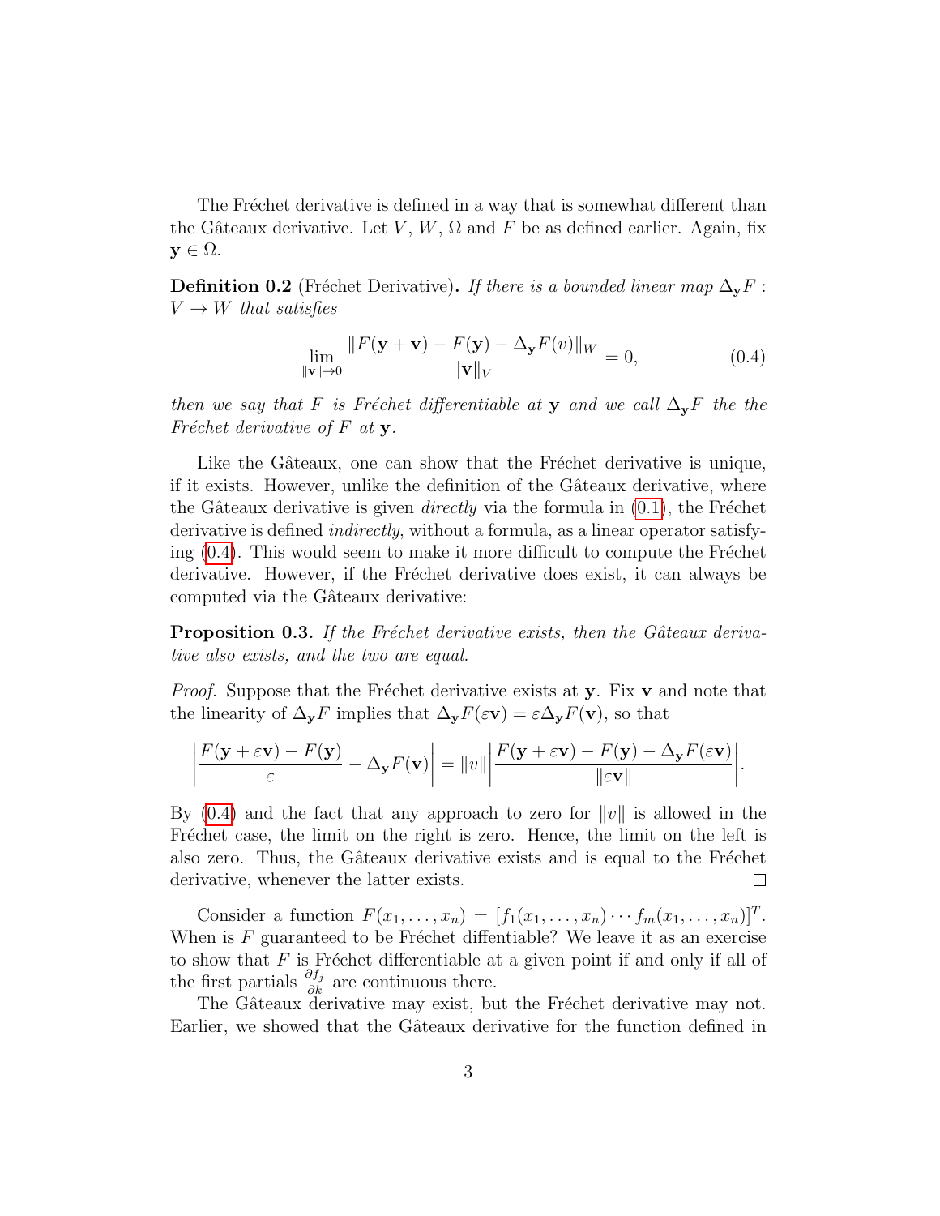The Fréchet derivative is defined in a way that is somewhat different than the Gâteaux derivative. Let $V$, $W$, $\Omega$ and $F$ be as defined earlier. Again, fix $\mathbf{y} \in \Omega$.

**Definition 0.2** (Fréchet Derivative)**.** *If there is a bounded linear map $\Delta_{\mathbf{y}} F : V \to W$ that satisfies*

$$\lim_{\|\mathbf{v}\| \to 0} \frac{\|F(\mathbf{y} + \mathbf{v}) - F(\mathbf{y}) - \Delta_{\mathbf{y}} F(v)\|_W}{\|\mathbf{v}\|_V} = 0, \tag{0.4}$$

*then we say that $F$ is Fréchet differentiable at $\mathbf{y}$ and we call $\Delta_{\mathbf{y}} F$ the the Fréchet derivative of $F$ at $\mathbf{y}$.*

Like the Gâteaux, one can show that the Fréchet derivative is unique, if it exists. However, unlike the definition of the Gâteaux derivative, where the Gâteaux derivative is given *directly* via the formula in (0.1), the Fréchet derivative is defined *indirectly*, without a formula, as a linear operator satisfying (0.4). This would seem to make it more difficult to compute the Fréchet derivative. However, if the Fréchet derivative does exist, it can always be computed via the Gâteaux derivative:

**Proposition 0.3.** *If the Fréchet derivative exists, then the Gâteaux derivative also exists, and the two are equal.*

*Proof.* Suppose that the Fréchet derivative exists at $\mathbf{y}$. Fix $\mathbf{v}$ and note that the linearity of $\Delta_{\mathbf{y}} F$ implies that $\Delta_{\mathbf{y}} F(\varepsilon \mathbf{v}) = \varepsilon \Delta_{\mathbf{y}} F(\mathbf{v})$, so that

$$\left| \frac{F(\mathbf{y} + \varepsilon \mathbf{v}) - F(\mathbf{y})}{\varepsilon} - \Delta_{\mathbf{y}} F(\mathbf{v}) \right| = \|v\| \left| \frac{F(\mathbf{y} + \varepsilon \mathbf{v}) - F(\mathbf{y}) - \Delta_{\mathbf{y}} F(\varepsilon \mathbf{v})}{\|\varepsilon \mathbf{v}\|} \right|.$$

By (0.4) and the fact that any approach to zero for $\|v\|$ is allowed in the Fréchet case, the limit on the right is zero. Hence, the limit on the left is also zero. Thus, the Gâteaux derivative exists and is equal to the Fréchet derivative, whenever the latter exists. $\square$

Consider a function $F(x_1, \ldots, x_n) = [f_1(x_1, \ldots, x_n) \cdots f_m(x_1, \ldots, x_n)]^T$. When is $F$ guaranteed to be Fréchet diffentiable? We leave it as an exercise to show that $F$ is Fréchet differentiable at a given point if and only if all of the first partials $\frac{\partial f_j}{\partial k}$ are continuous there.

The Gâteaux derivative may exist, but the Fréchet derivative may not. Earlier, we showed that the Gâteaux derivative for the function defined in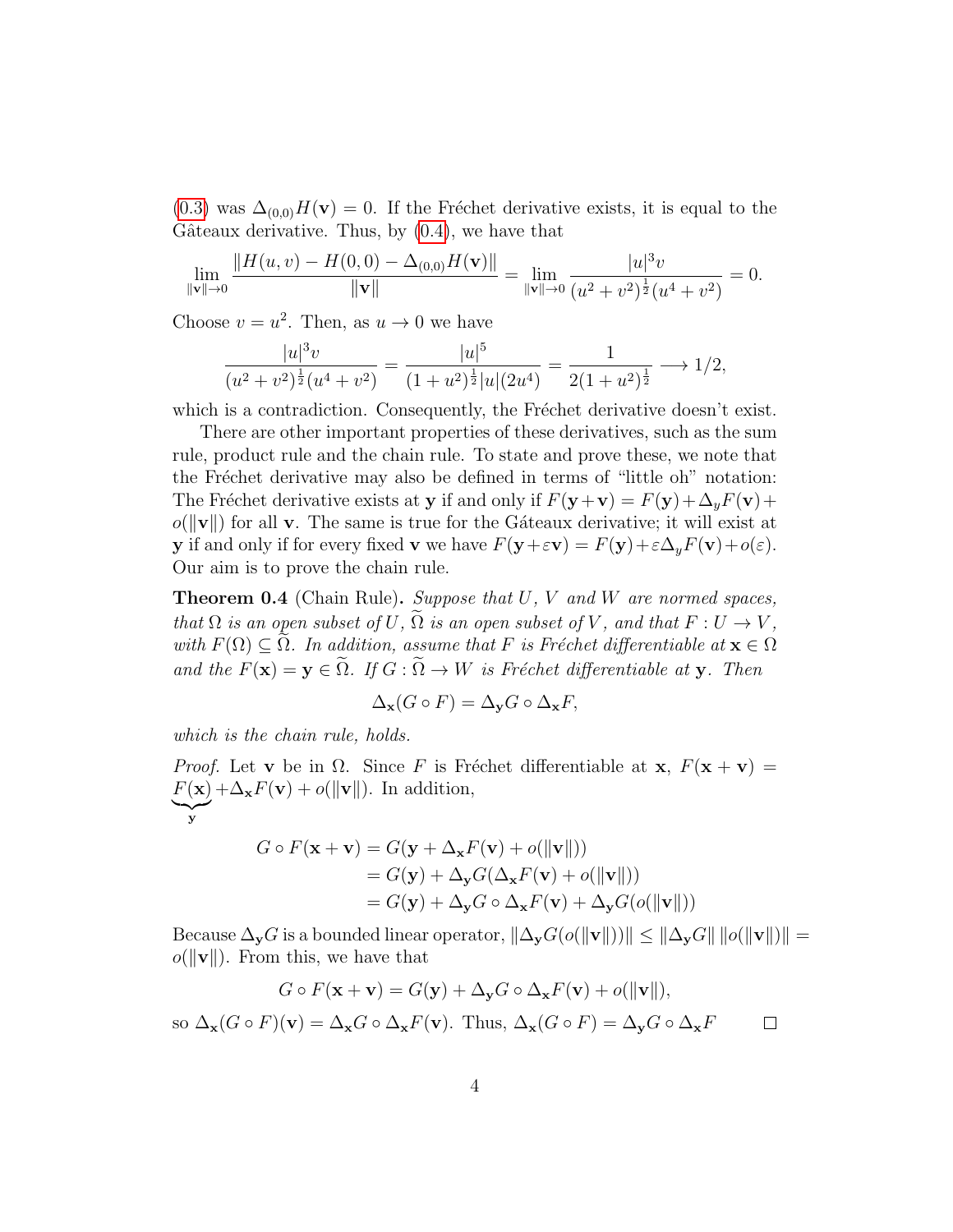(0.3) was $\Delta_{(0,0)}H(\mathbf{v}) = 0$. If the Fréchet derivative exists, it is equal to the Gâteaux derivative. Thus, by (0.4), we have that

$$\lim_{\|\mathbf{v}\|\to 0} \frac{\|H(u,v) - H(0,0) - \Delta_{(0,0)}H(\mathbf{v})\|}{\|\mathbf{v}\|} = \lim_{\|\mathbf{v}\|\to 0} \frac{|u|^3 v}{(u^2+v^2)^{\frac{1}{2}}(u^4+v^2)} = 0.$$

Choose $v = u^2$. Then, as $u \to 0$ we have

$$\frac{|u|^3 v}{(u^2+v^2)^{\frac{1}{2}}(u^4+v^2)} = \frac{|u|^5}{(1+u^2)^{\frac{1}{2}}|u|(2u^4)} = \frac{1}{2(1+u^2)^{\frac{1}{2}}} \longrightarrow 1/2,$$

which is a contradiction. Consequently, the Fréchet derivative doesn't exist.

There are other important properties of these derivatives, such as the sum rule, product rule and the chain rule. To state and prove these, we note that the Fréchet derivative may also be defined in terms of "little oh" notation: The Fréchet derivative exists at $\mathbf{y}$ if and only if $F(\mathbf{y}+\mathbf{v}) = F(\mathbf{y}) + \Delta_y F(\mathbf{v}) + o(\|\mathbf{v}\|)$ for all $\mathbf{v}$. The same is true for the Gâteaux derivative; it will exist at $\mathbf{y}$ if and only if for every fixed $\mathbf{v}$ we have $F(\mathbf{y}+\varepsilon\mathbf{v}) = F(\mathbf{y}) + \varepsilon\Delta_y F(\mathbf{v}) + o(\varepsilon)$. Our aim is to prove the chain rule.

**Theorem 0.4** (Chain Rule)**.** *Suppose that $U$, $V$ and $W$ are normed spaces, that $\Omega$ is an open subset of $U$, $\widetilde{\Omega}$ is an open subset of $V$, and that $F : U \to V$, with $F(\Omega) \subseteq \widetilde{\Omega}$. In addition, assume that $F$ is Fréchet differentiable at $\mathbf{x} \in \Omega$ and the $F(\mathbf{x}) = \mathbf{y} \in \widetilde{\Omega}$. If $G : \widetilde{\Omega} \to W$ is Fréchet differentiable at $\mathbf{y}$. Then*

$$\Delta_{\mathbf{x}}(G \circ F) = \Delta_{\mathbf{y}} G \circ \Delta_{\mathbf{x}} F,$$

*which is the chain rule, holds.*

*Proof.* Let $\mathbf{v}$ be in $\Omega$. Since $F$ is Fréchet differentiable at $\mathbf{x}$, $F(\mathbf{x}+\mathbf{v}) = \underbrace{F(\mathbf{x})}_{\mathbf{y}} + \Delta_{\mathbf{x}} F(\mathbf{v}) + o(\|\mathbf{v}\|)$. In addition,

$$\begin{aligned} G \circ F(\mathbf{x}+\mathbf{v}) &= G(\mathbf{y} + \Delta_{\mathbf{x}} F(\mathbf{v}) + o(\|\mathbf{v}\|)) \\ &= G(\mathbf{y}) + \Delta_{\mathbf{y}} G(\Delta_{\mathbf{x}} F(\mathbf{v}) + o(\|\mathbf{v}\|)) \\ &= G(\mathbf{y}) + \Delta_{\mathbf{y}} G \circ \Delta_{\mathbf{x}} F(\mathbf{v}) + \Delta_{\mathbf{y}} G(o(\|\mathbf{v}\|)) \end{aligned}$$

Because $\Delta_{\mathbf{y}} G$ is a bounded linear operator, $\|\Delta_{\mathbf{y}} G(o(\|\mathbf{v}\|))\| \leq \|\Delta_{\mathbf{y}} G\| \, \|o(\|\mathbf{v}\|)\| = o(\|\mathbf{v}\|)$. From this, we have that

$$G \circ F(\mathbf{x}+\mathbf{v}) = G(\mathbf{y}) + \Delta_{\mathbf{y}} G \circ \Delta_{\mathbf{x}} F(\mathbf{v}) + o(\|\mathbf{v}\|),$$

so $\Delta_{\mathbf{x}}(G \circ F)(\mathbf{v}) = \Delta_{\mathbf{x}} G \circ \Delta_{\mathbf{x}} F(\mathbf{v})$. Thus, $\Delta_{\mathbf{x}}(G \circ F) = \Delta_{\mathbf{y}} G \circ \Delta_{\mathbf{x}} F$ ∎